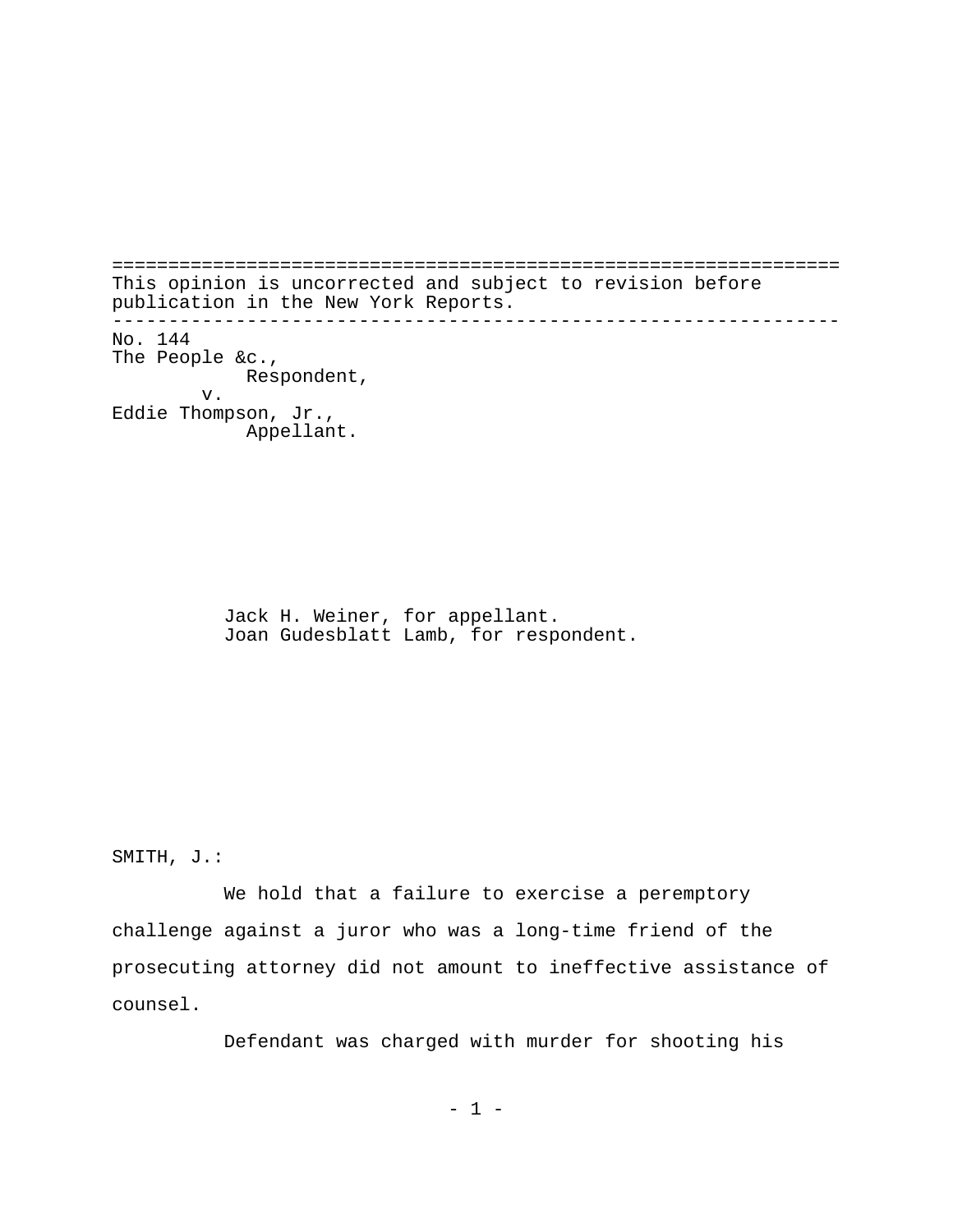This opinion is uncorrected and subject to revision before publication in the New York Reports.

---

No. 144
The People &c.,
Respondent,
v.
Eddie Thompson, Jr.,
Appellant.

Jack H. Weiner, for appellant.
Joan Gudesblatt Lamb, for respondent.

SMITH, J.:

We hold that a failure to exercise a peremptory challenge against a juror who was a long-time friend of the prosecuting attorney did not amount to ineffective assistance of counsel.

Defendant was charged with murder for shooting his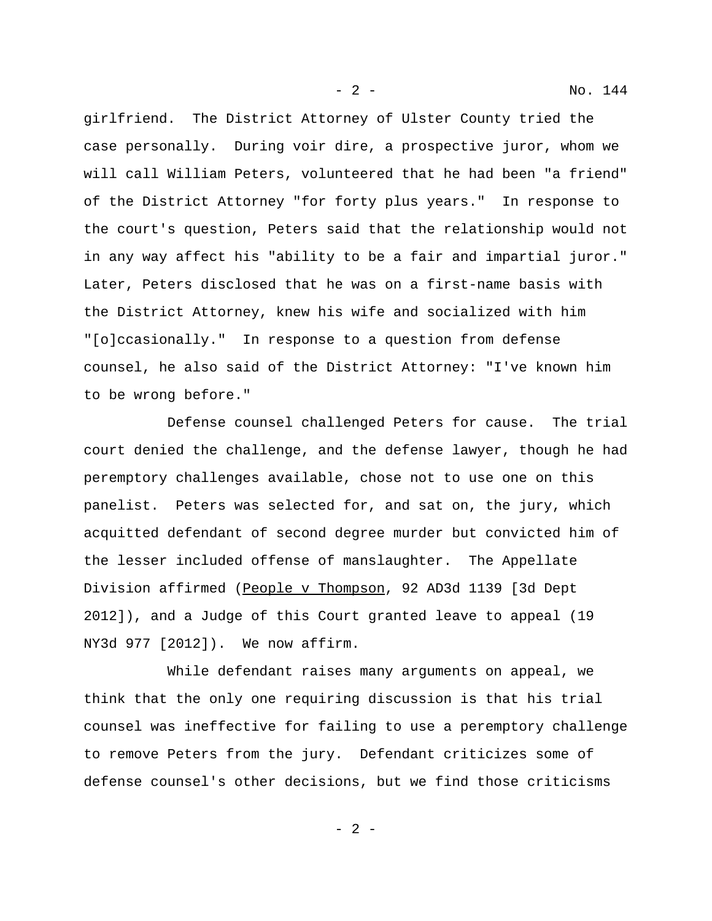girlfriend. The District Attorney of Ulster County tried the case personally. During voir dire, a prospective juror, whom we will call William Peters, volunteered that he had been "a friend" of the District Attorney "for forty plus years." In response to the court's question, Peters said that the relationship would not in any way affect his "ability to be a fair and impartial juror." Later, Peters disclosed that he was on a first-name basis with the District Attorney, knew his wife and socialized with him "[o]ccasionally." In response to a question from defense counsel, he also said of the District Attorney: "I've known him to be wrong before."

Defense counsel challenged Peters for cause. The trial court denied the challenge, and the defense lawyer, though he had peremptory challenges available, chose not to use one on this panelist. Peters was selected for, and sat on, the jury, which acquitted defendant of second degree murder but convicted him of the lesser included offense of manslaughter. The Appellate Division affirmed (People v Thompson, 92 AD3d 1139 [3d Dept 2012]), and a Judge of this Court granted leave to appeal (19 NY3d 977 [2012]). We now affirm.

While defendant raises many arguments on appeal, we think that the only one requiring discussion is that his trial counsel was ineffective for failing to use a peremptory challenge to remove Peters from the jury. Defendant criticizes some of defense counsel's other decisions, but we find those criticisms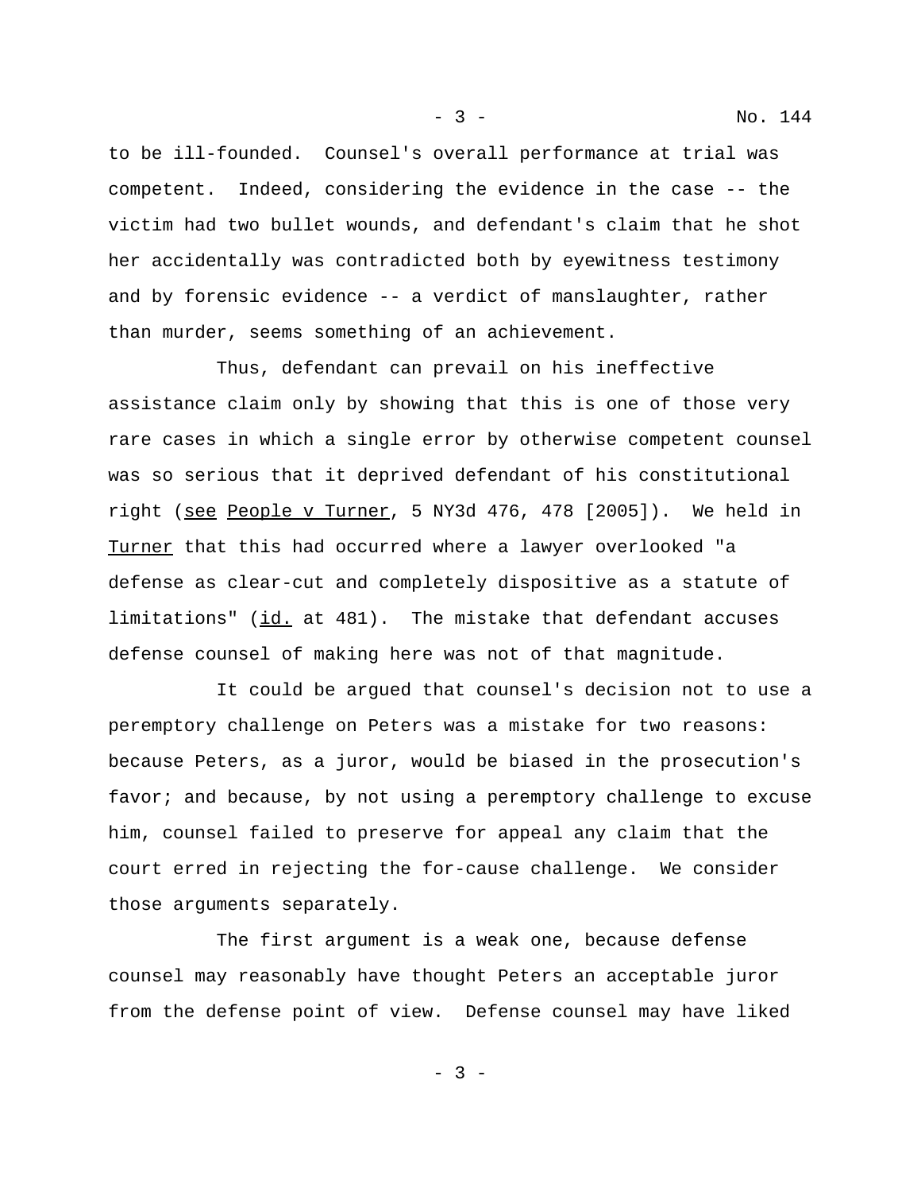to be ill-founded. Counsel's overall performance at trial was competent. Indeed, considering the evidence in the case -- the victim had two bullet wounds, and defendant's claim that he shot her accidentally was contradicted both by eyewitness testimony and by forensic evidence -- a verdict of manslaughter, rather than murder, seems something of an achievement.

Thus, defendant can prevail on his ineffective assistance claim only by showing that this is one of those very rare cases in which a single error by otherwise competent counsel was so serious that it deprived defendant of his constitutional right (see People v Turner, 5 NY3d 476, 478 [2005]). We held in Turner that this had occurred where a lawyer overlooked "a defense as clear-cut and completely dispositive as a statute of limitations" (id. at 481). The mistake that defendant accuses defense counsel of making here was not of that magnitude.

It could be argued that counsel's decision not to use a peremptory challenge on Peters was a mistake for two reasons: because Peters, as a juror, would be biased in the prosecution's favor; and because, by not using a peremptory challenge to excuse him, counsel failed to preserve for appeal any claim that the court erred in rejecting the for-cause challenge. We consider those arguments separately.

The first argument is a weak one, because defense counsel may reasonably have thought Peters an acceptable juror from the defense point of view. Defense counsel may have liked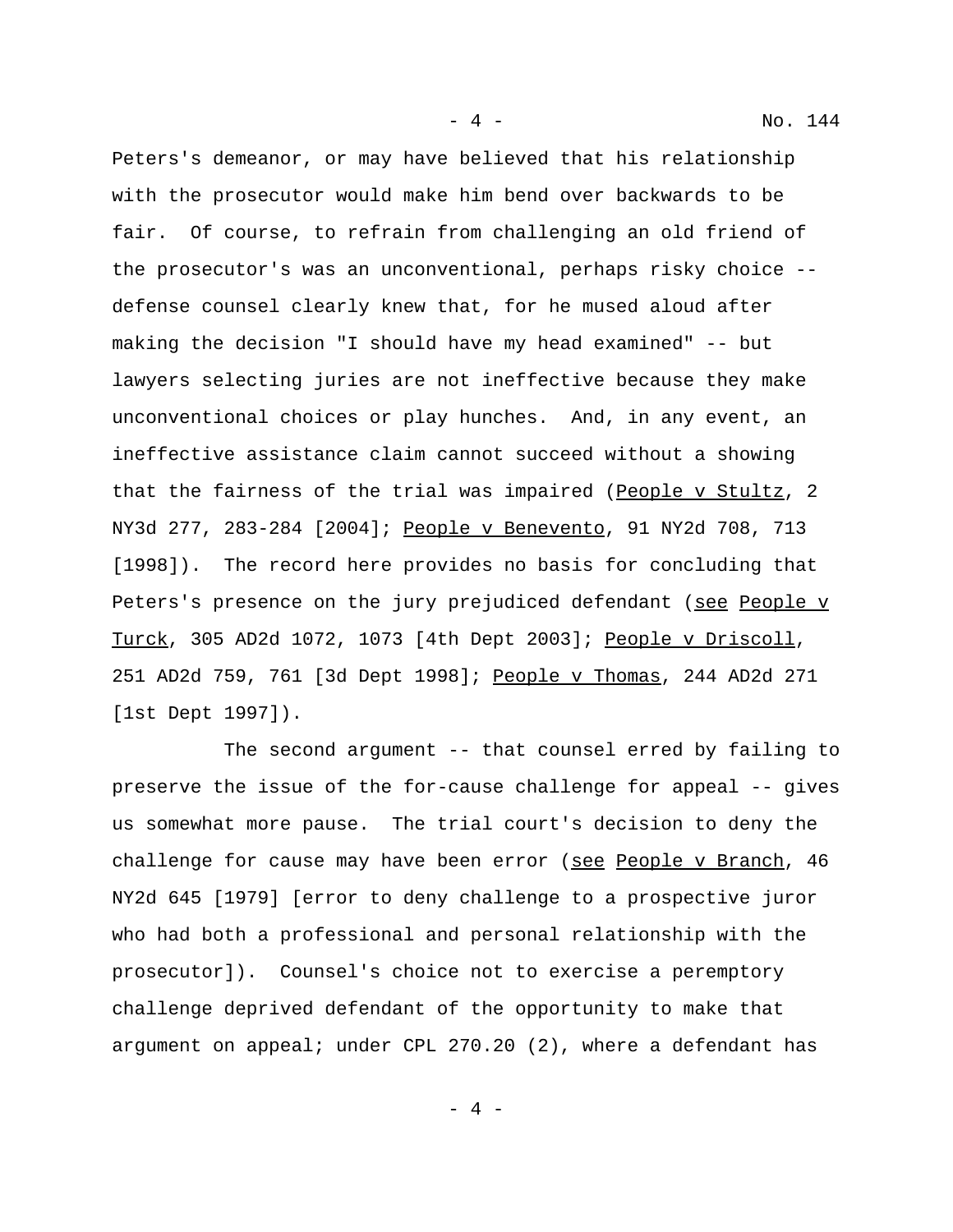Peters's demeanor, or may have believed that his relationship with the prosecutor would make him bend over backwards to be fair. Of course, to refrain from challenging an old friend of the prosecutor's was an unconventional, perhaps risky choice -- defense counsel clearly knew that, for he mused aloud after making the decision "I should have my head examined" -- but lawyers selecting juries are not ineffective because they make unconventional choices or play hunches. And, in any event, an ineffective assistance claim cannot succeed without a showing that the fairness of the trial was impaired (People v Stultz, 2 NY3d 277, 283-284 [2004]; People v Benevento, 91 NY2d 708, 713 [1998]). The record here provides no basis for concluding that Peters's presence on the jury prejudiced defendant (see People v Turck, 305 AD2d 1072, 1073 [4th Dept 2003]; People v Driscoll, 251 AD2d 759, 761 [3d Dept 1998]; People v Thomas, 244 AD2d 271 [1st Dept 1997]).

The second argument -- that counsel erred by failing to preserve the issue of the for-cause challenge for appeal -- gives us somewhat more pause. The trial court's decision to deny the challenge for cause may have been error (see People v Branch, 46 NY2d 645 [1979] [error to deny challenge to a prospective juror who had both a professional and personal relationship with the prosecutor]). Counsel's choice not to exercise a peremptory challenge deprived defendant of the opportunity to make that argument on appeal; under CPL 270.20 (2), where a defendant has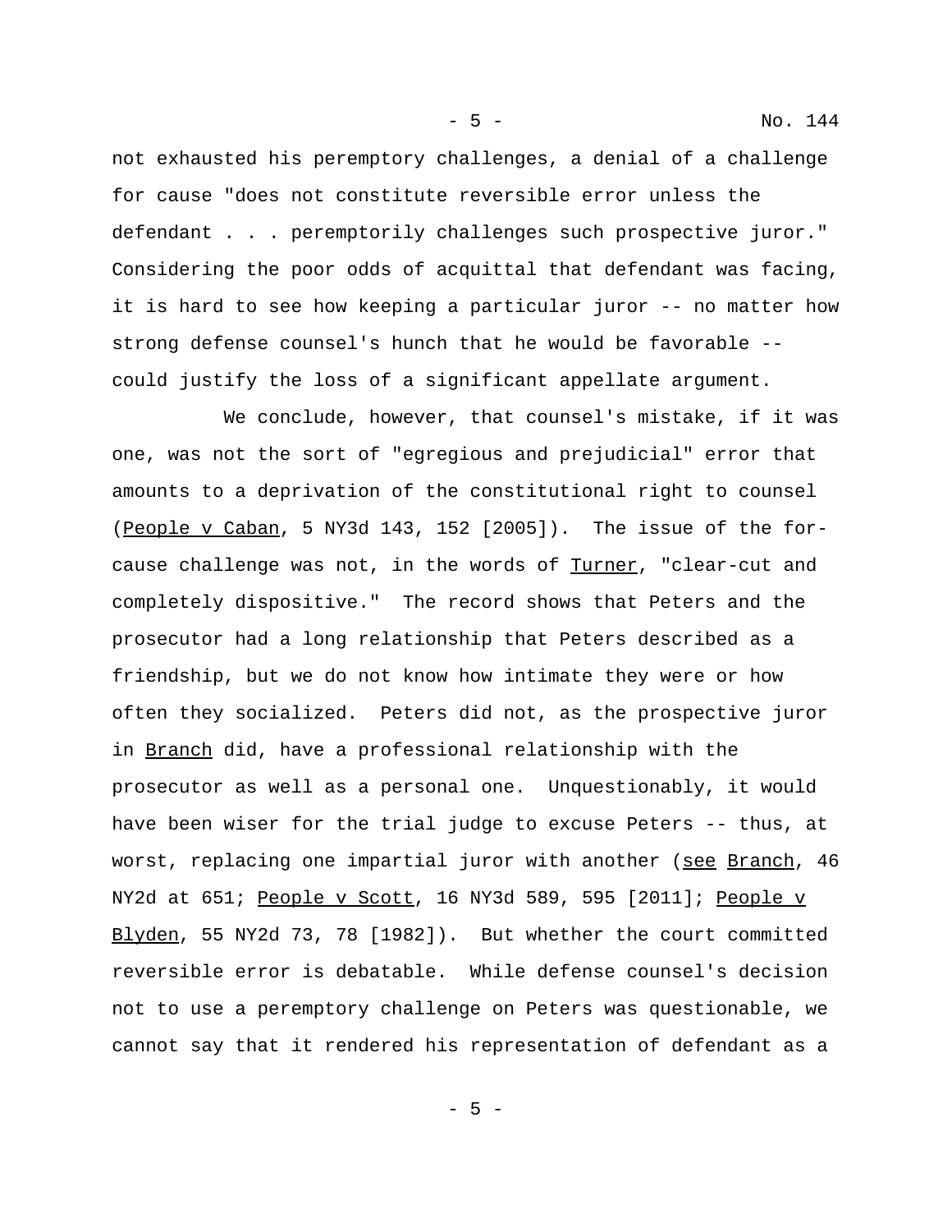not exhausted his peremptory challenges, a denial of a challenge for cause "does not constitute reversible error unless the defendant . . . peremptorily challenges such prospective juror." Considering the poor odds of acquittal that defendant was facing, it is hard to see how keeping a particular juror -- no matter how strong defense counsel's hunch that he would be favorable -- could justify the loss of a significant appellate argument.

We conclude, however, that counsel's mistake, if it was one, was not the sort of "egregious and prejudicial" error that amounts to a deprivation of the constitutional right to counsel (People v Caban, 5 NY3d 143, 152 [2005]). The issue of the for-cause challenge was not, in the words of Turner, "clear-cut and completely dispositive." The record shows that Peters and the prosecutor had a long relationship that Peters described as a friendship, but we do not know how intimate they were or how often they socialized. Peters did not, as the prospective juror in Branch did, have a professional relationship with the prosecutor as well as a personal one. Unquestionably, it would have been wiser for the trial judge to excuse Peters -- thus, at worst, replacing one impartial juror with another (see Branch, 46 NY2d at 651; People v Scott, 16 NY3d 589, 595 [2011]; People v Blyden, 55 NY2d 73, 78 [1982]). But whether the court committed reversible error is debatable. While defense counsel's decision not to use a peremptory challenge on Peters was questionable, we cannot say that it rendered his representation of defendant as a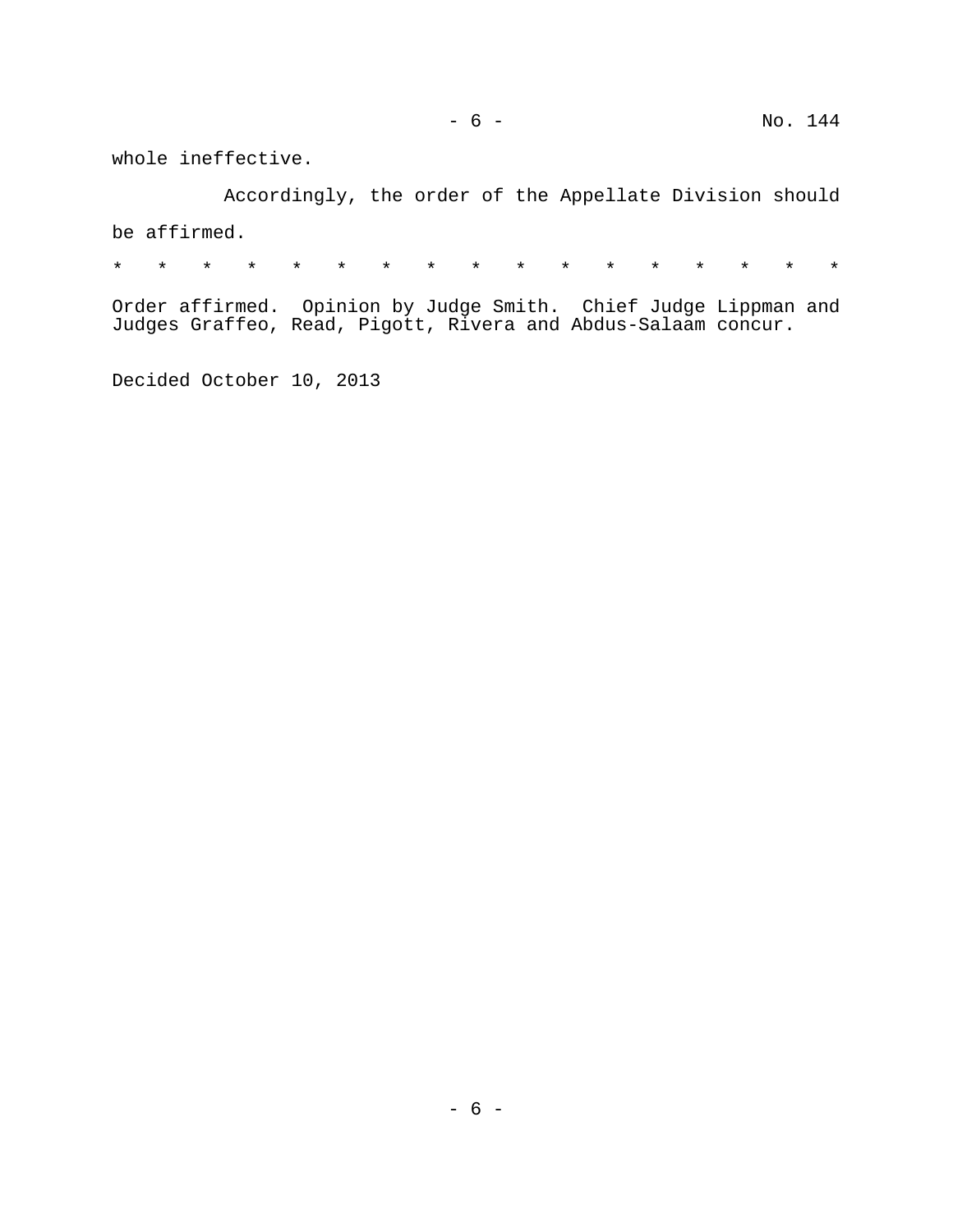whole ineffective.

Accordingly, the order of the Appellate Division should be affirmed.

\*   \*   \*   \*   \*   \*   \*   \*   \*   \*   \*   \*   \*   \*   \*   \*   \*

Order affirmed. Opinion by Judge Smith. Chief Judge Lippman and Judges Graffeo, Read, Pigott, Rivera and Abdus-Salaam concur.

Decided October 10, 2013